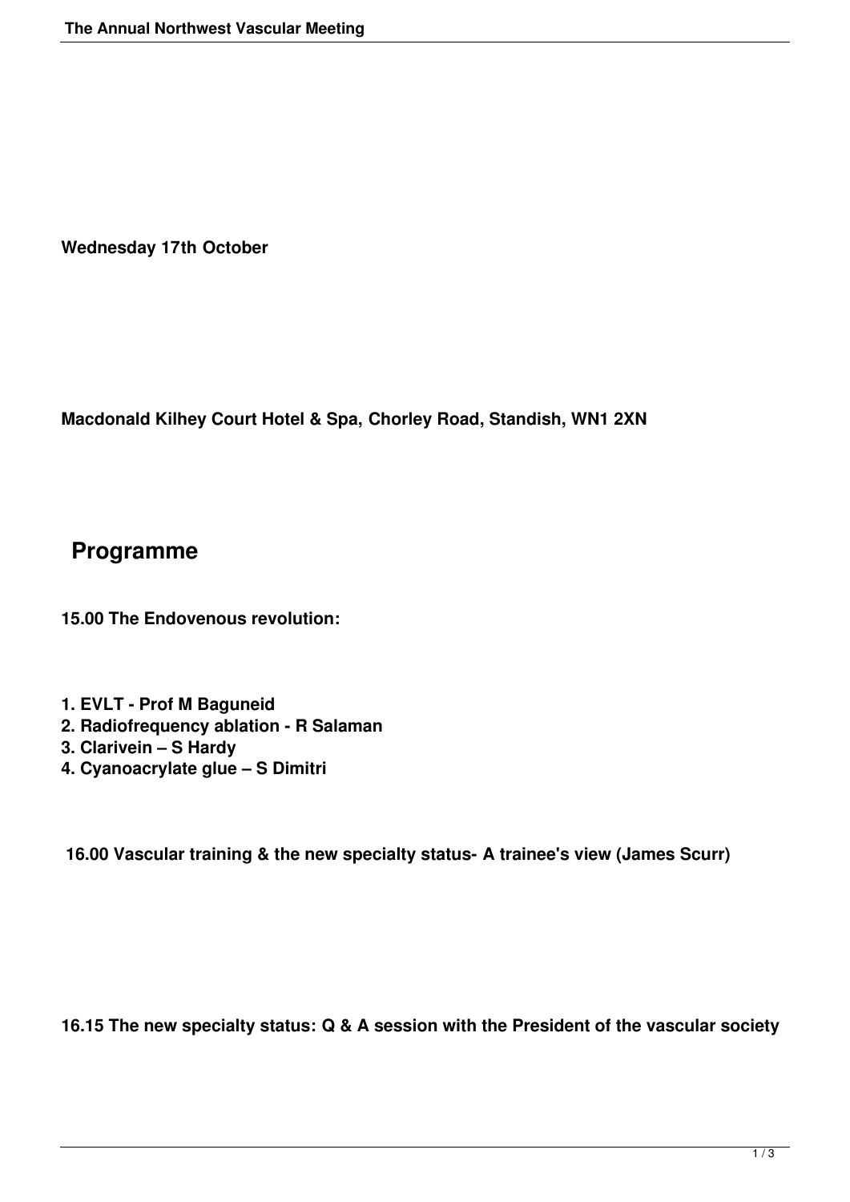**Wednesday 17th October**

**Macdonald Kilhey Court Hotel & Spa, Chorley Road, Standish, WN1 2XN**

## Programme

**15.00 The Endovenous revolution:**

1. **EVLT - Prof M Baguneid**
2. **Radiofrequency ablation - R Salaman**
3. **Clarivein – S Hardy**
4. **Cyanoacrylate glue – S Dimitri**

**16.00 Vascular training & the new specialty status- A trainee's view (James Scurr)**

**16.15 The new specialty status: Q & A session with the President of the vascular society**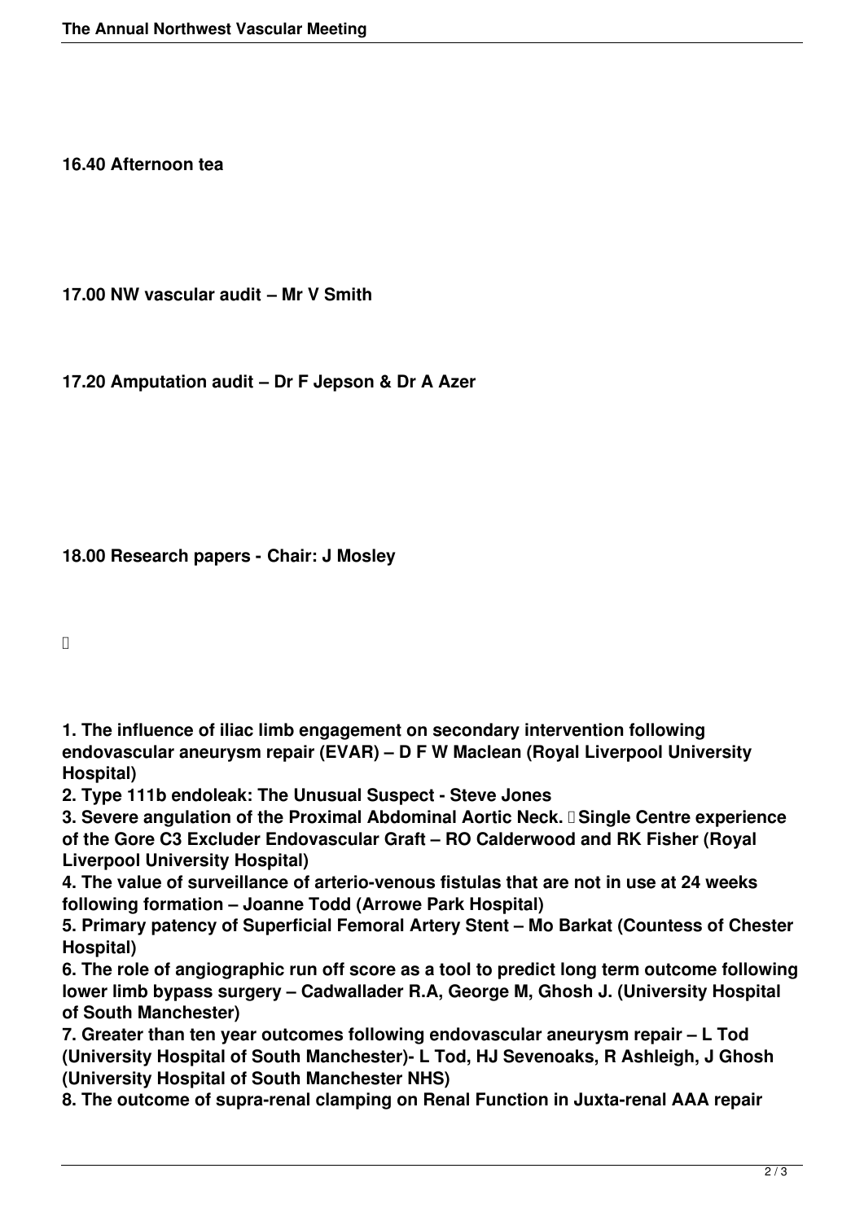**16.40 Afternoon tea**

**17.00 NW vascular audit – Mr V Smith**

**17.20 Amputation audit – Dr F Jepson & Dr A Azer**

**18.00 Research papers - Chair: J Mosley**

**1. The influence of iliac limb engagement on secondary intervention following endovascular aneurysm repair (EVAR) – D F W Maclean (Royal Liverpool University Hospital)**
**2. Type 111b endoleak: The Unusual Suspect - Steve Jones**
**3. Severe angulation of the Proximal Abdominal Aortic Neck.  Single Centre experience of the Gore C3 Excluder Endovascular Graft – RO Calderwood and RK Fisher (Royal Liverpool University Hospital)**
**4. The value of surveillance of arterio-venous fistulas that are not in use at 24 weeks following formation – Joanne Todd (Arrowe Park Hospital)**
**5. Primary patency of Superficial Femoral Artery Stent – Mo Barkat (Countess of Chester Hospital)**
**6. The role of angiographic run off score as a tool to predict long term outcome following lower limb bypass surgery – Cadwallader R.A, George M, Ghosh J. (University Hospital of South Manchester)**
**7. Greater than ten year outcomes following endovascular aneurysm repair – L Tod (University Hospital of South Manchester)- L Tod, HJ Sevenoaks, R Ashleigh, J Ghosh (University Hospital of South Manchester NHS)**
**8. The outcome of supra-renal clamping on Renal Function in Juxta-renal AAA repair**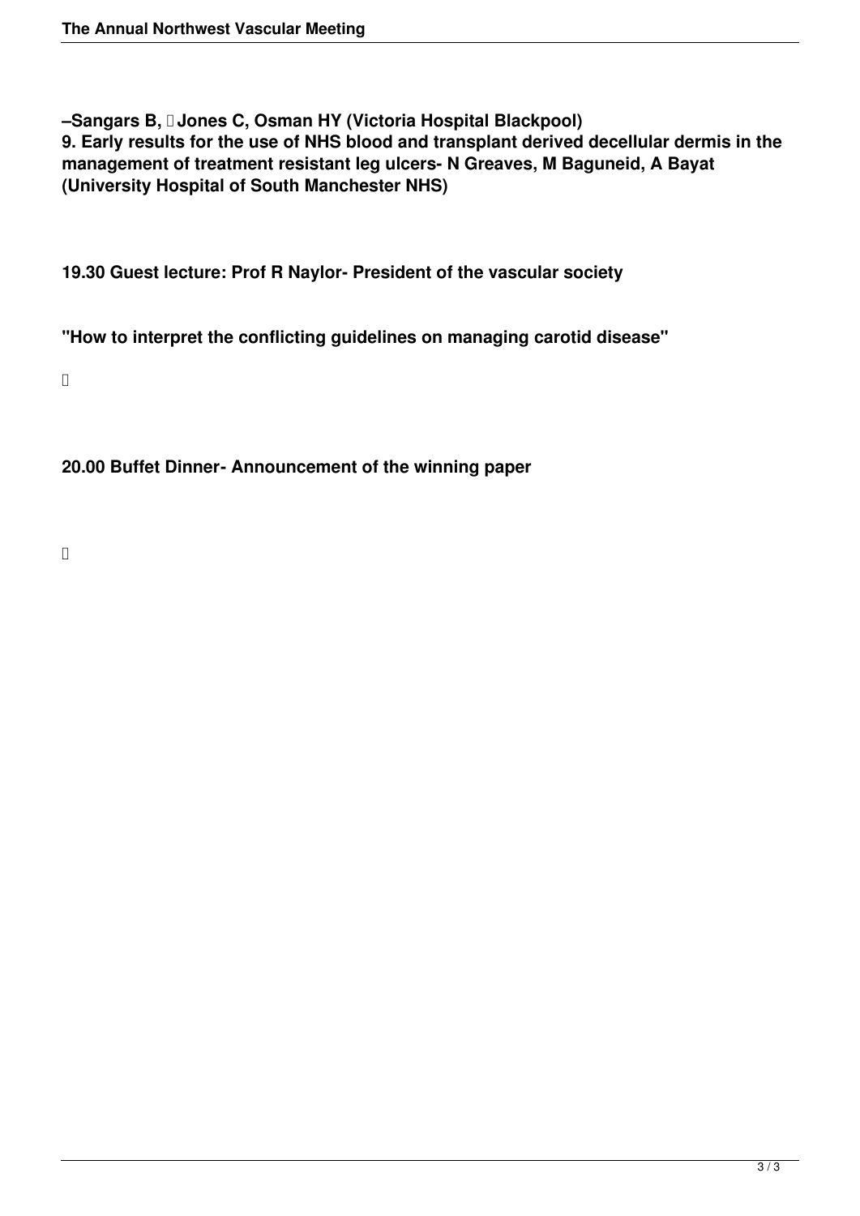**–Sangars B,  Jones C, Osman HY (Victoria Hospital Blackpool)**

**9. Early results for the use of NHS blood and transplant derived decellular dermis in the management of treatment resistant leg ulcers- N Greaves, M Baguneid, A Bayat (University Hospital of South Manchester NHS)**

**19.30 Guest lecture: Prof R Naylor- President of the vascular society**

**"How to interpret the conflicting guidelines on managing carotid disease"**

**20.00 Buffet Dinner- Announcement of the winning paper**